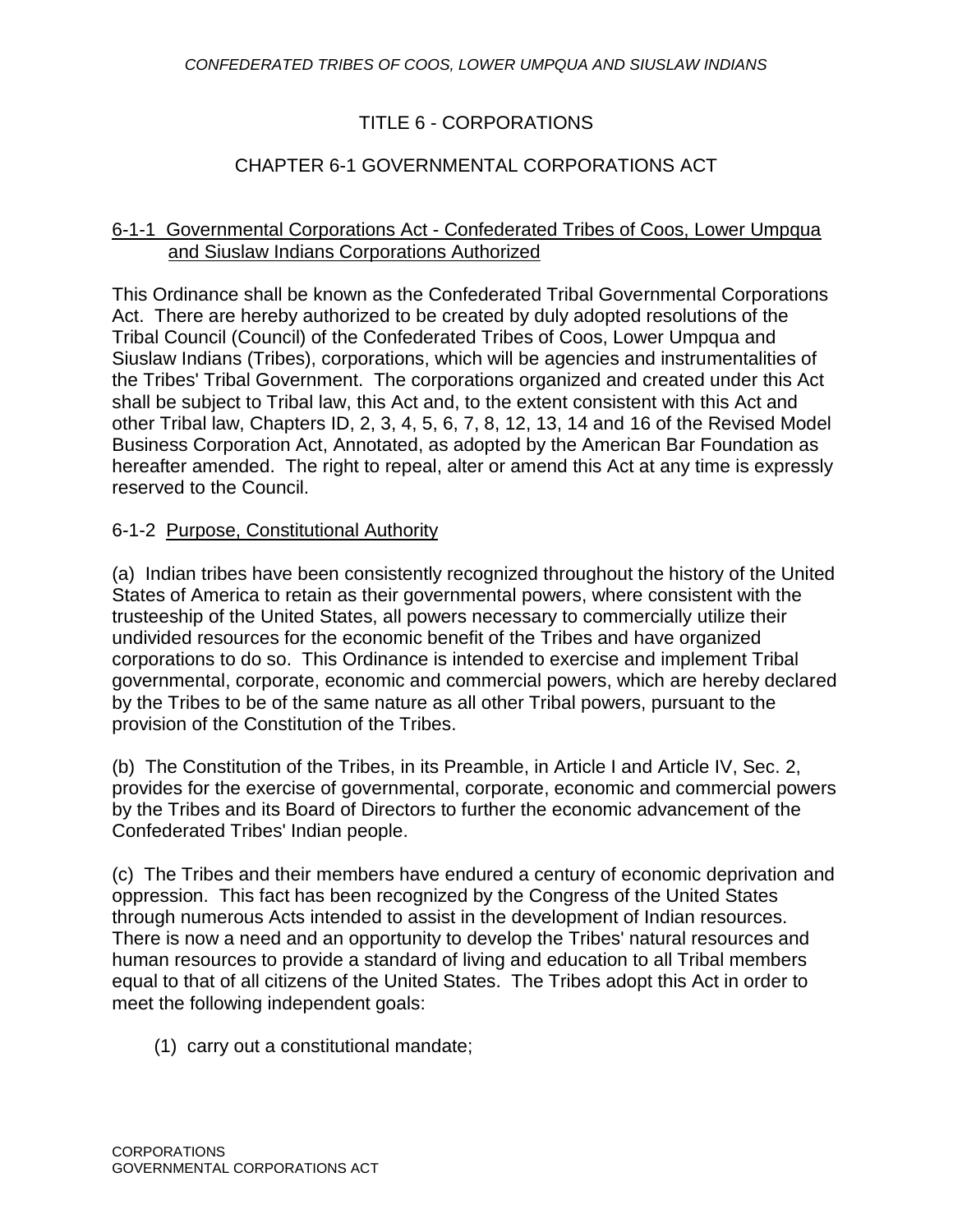# TITLE 6 - CORPORATIONS

## CHAPTER 6-1 GOVERNMENTAL CORPORATIONS ACT

### 6-1-1 Governmental Corporations Act - Confederated Tribes of Coos, Lower Umpqua and Siuslaw Indians Corporations Authorized

This Ordinance shall be known as the Confederated Tribal Governmental Corporations Act. There are hereby authorized to be created by duly adopted resolutions of the Tribal Council (Council) of the Confederated Tribes of Coos, Lower Umpqua and Siuslaw Indians (Tribes), corporations, which will be agencies and instrumentalities of the Tribes' Tribal Government. The corporations organized and created under this Act shall be subject to Tribal law, this Act and, to the extent consistent with this Act and other Tribal law, Chapters ID, 2, 3, 4, 5, 6, 7, 8, 12, 13, 14 and 16 of the Revised Model Business Corporation Act, Annotated, as adopted by the American Bar Foundation as hereafter amended. The right to repeal, alter or amend this Act at any time is expressly reserved to the Council.

### 6-1-2 Purpose, Constitutional Authority

(a) Indian tribes have been consistently recognized throughout the history of the United States of America to retain as their governmental powers, where consistent with the trusteeship of the United States, all powers necessary to commercially utilize their undivided resources for the economic benefit of the Tribes and have organized corporations to do so. This Ordinance is intended to exercise and implement Tribal governmental, corporate, economic and commercial powers, which are hereby declared by the Tribes to be of the same nature as all other Tribal powers, pursuant to the provision of the Constitution of the Tribes.

(b) The Constitution of the Tribes, in its Preamble, in Article I and Article IV, Sec. 2, provides for the exercise of governmental, corporate, economic and commercial powers by the Tribes and its Board of Directors to further the economic advancement of the Confederated Tribes' Indian people.

(c) The Tribes and their members have endured a century of economic deprivation and oppression. This fact has been recognized by the Congress of the United States through numerous Acts intended to assist in the development of Indian resources. There is now a need and an opportunity to develop the Tribes' natural resources and human resources to provide a standard of living and education to all Tribal members equal to that of all citizens of the United States. The Tribes adopt this Act in order to meet the following independent goals:

(1) carry out a constitutional mandate;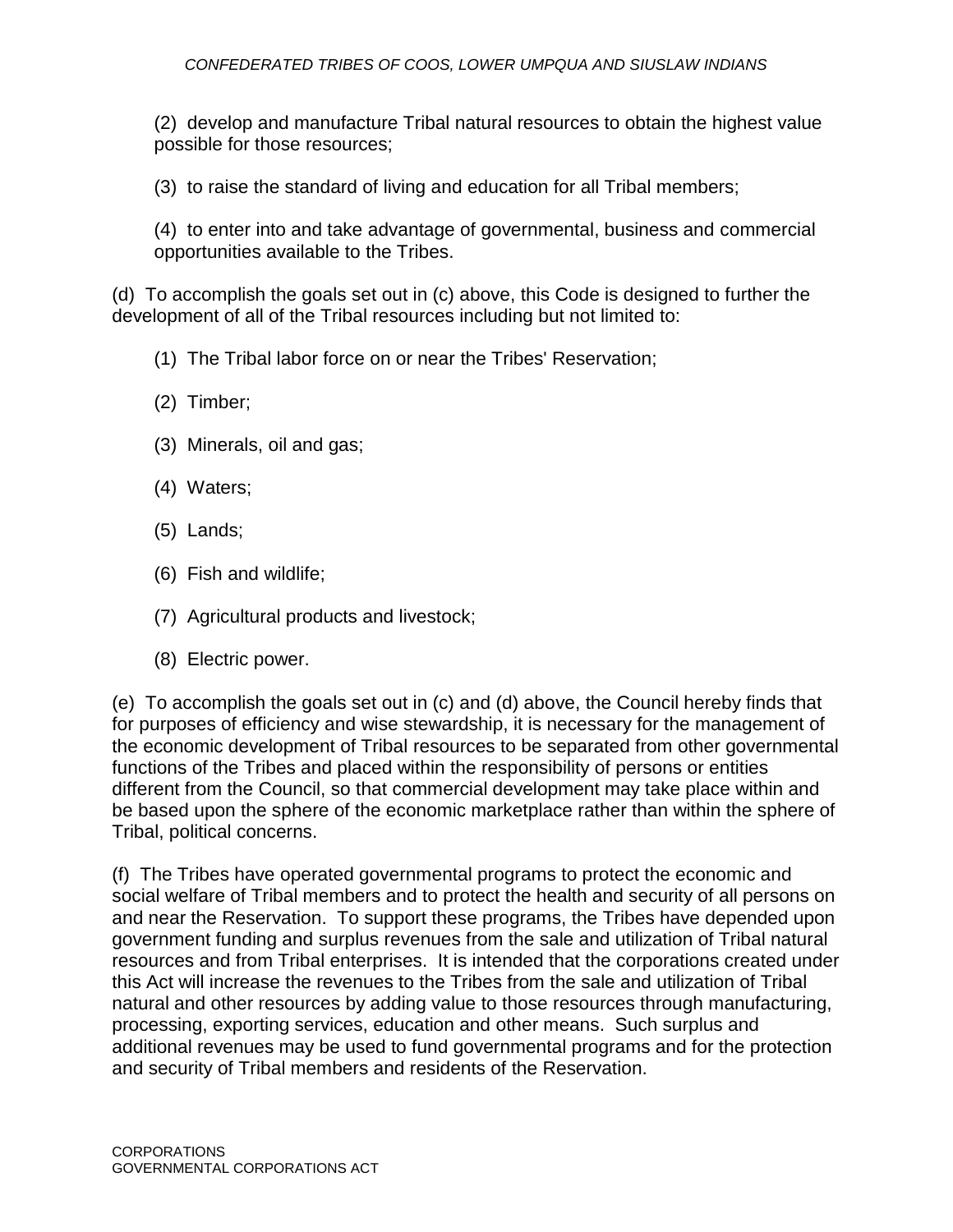(2) develop and manufacture Tribal natural resources to obtain the highest value possible for those resources;

(3) to raise the standard of living and education for all Tribal members;

(4) to enter into and take advantage of governmental, business and commercial opportunities available to the Tribes.

(d) To accomplish the goals set out in (c) above, this Code is designed to further the development of all of the Tribal resources including but not limited to:

(1) The Tribal labor force on or near the Tribes' Reservation;

(2) Timber;

(3) Minerals, oil and gas;

(4) Waters;

(5) Lands;

(6) Fish and wildlife;

(7) Agricultural products and livestock;

(8) Electric power.

(e) To accomplish the goals set out in (c) and (d) above, the Council hereby finds that for purposes of efficiency and wise stewardship, it is necessary for the management of the economic development of Tribal resources to be separated from other governmental functions of the Tribes and placed within the responsibility of persons or entities different from the Council, so that commercial development may take place within and be based upon the sphere of the economic marketplace rather than within the sphere of Tribal, political concerns.

(f) The Tribes have operated governmental programs to protect the economic and social welfare of Tribal members and to protect the health and security of all persons on and near the Reservation. To support these programs, the Tribes have depended upon government funding and surplus revenues from the sale and utilization of Tribal natural resources and from Tribal enterprises. It is intended that the corporations created under this Act will increase the revenues to the Tribes from the sale and utilization of Tribal natural and other resources by adding value to those resources through manufacturing, processing, exporting services, education and other means. Such surplus and additional revenues may be used to fund governmental programs and for the protection and security of Tribal members and residents of the Reservation.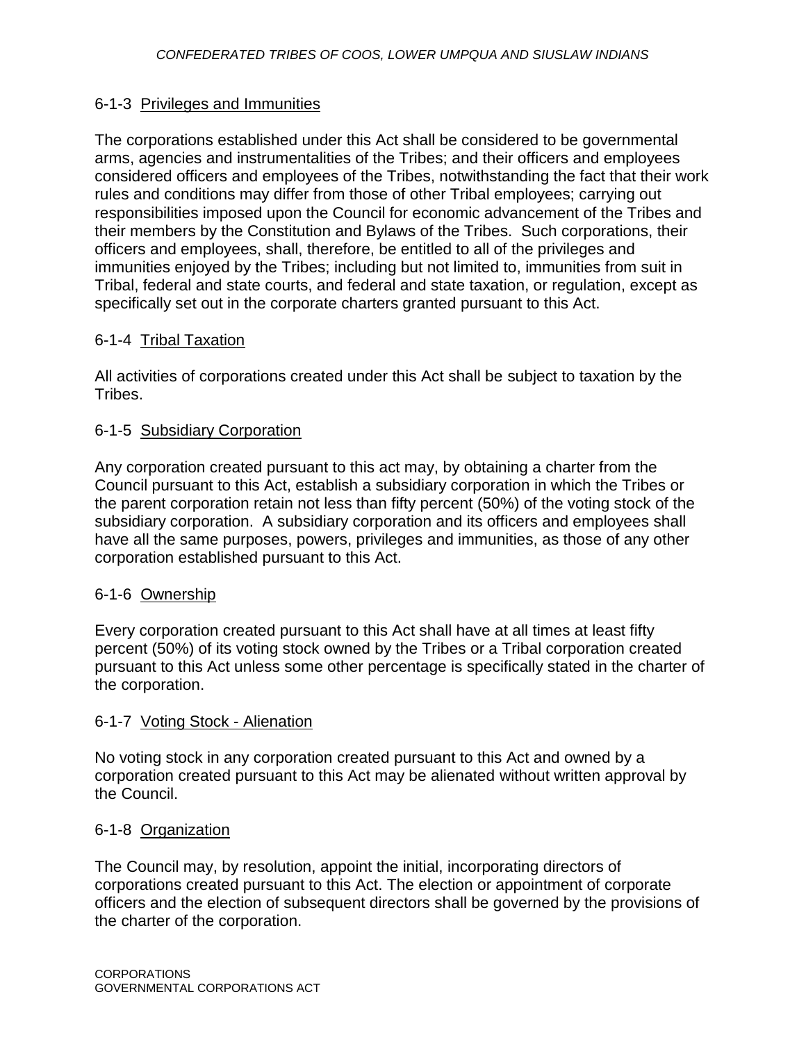## 6-1-3 Privileges and Immunities

The corporations established under this Act shall be considered to be governmental arms, agencies and instrumentalities of the Tribes; and their officers and employees considered officers and employees of the Tribes, notwithstanding the fact that their work rules and conditions may differ from those of other Tribal employees; carrying out responsibilities imposed upon the Council for economic advancement of the Tribes and their members by the Constitution and Bylaws of the Tribes. Such corporations, their officers and employees, shall, therefore, be entitled to all of the privileges and immunities enjoyed by the Tribes; including but not limited to, immunities from suit in Tribal, federal and state courts, and federal and state taxation, or regulation, except as specifically set out in the corporate charters granted pursuant to this Act.

## 6-1-4 Tribal Taxation

All activities of corporations created under this Act shall be subject to taxation by the Tribes.

## 6-1-5 Subsidiary Corporation

Any corporation created pursuant to this act may, by obtaining a charter from the Council pursuant to this Act, establish a subsidiary corporation in which the Tribes or the parent corporation retain not less than fifty percent (50%) of the voting stock of the subsidiary corporation. A subsidiary corporation and its officers and employees shall have all the same purposes, powers, privileges and immunities, as those of any other corporation established pursuant to this Act.

## 6-1-6 Ownership

Every corporation created pursuant to this Act shall have at all times at least fifty percent (50%) of its voting stock owned by the Tribes or a Tribal corporation created pursuant to this Act unless some other percentage is specifically stated in the charter of the corporation.

## 6-1-7 Voting Stock - Alienation

No voting stock in any corporation created pursuant to this Act and owned by a corporation created pursuant to this Act may be alienated without written approval by the Council.

## 6-1-8 Organization

The Council may, by resolution, appoint the initial, incorporating directors of corporations created pursuant to this Act. The election or appointment of corporate officers and the election of subsequent directors shall be governed by the provisions of the charter of the corporation.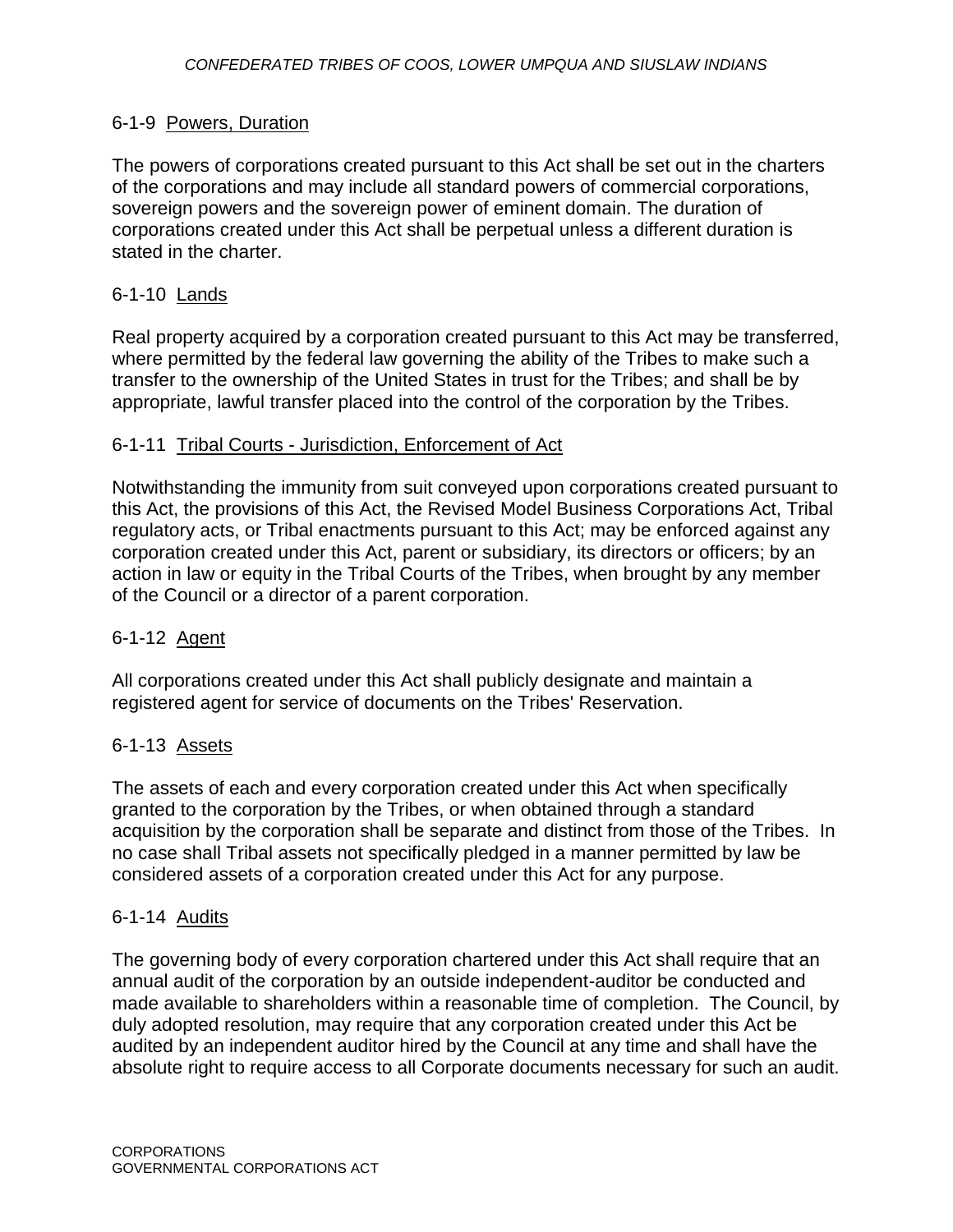## 6-1-9 Powers, Duration

The powers of corporations created pursuant to this Act shall be set out in the charters of the corporations and may include all standard powers of commercial corporations, sovereign powers and the sovereign power of eminent domain. The duration of corporations created under this Act shall be perpetual unless a different duration is stated in the charter.

## 6-1-10 Lands

Real property acquired by a corporation created pursuant to this Act may be transferred, where permitted by the federal law governing the ability of the Tribes to make such a transfer to the ownership of the United States in trust for the Tribes; and shall be by appropriate, lawful transfer placed into the control of the corporation by the Tribes.

## 6-1-11 Tribal Courts - Jurisdiction, Enforcement of Act

Notwithstanding the immunity from suit conveyed upon corporations created pursuant to this Act, the provisions of this Act, the Revised Model Business Corporations Act, Tribal regulatory acts, or Tribal enactments pursuant to this Act; may be enforced against any corporation created under this Act, parent or subsidiary, its directors or officers; by an action in law or equity in the Tribal Courts of the Tribes, when brought by any member of the Council or a director of a parent corporation.

## 6-1-12 Agent

All corporations created under this Act shall publicly designate and maintain a registered agent for service of documents on the Tribes' Reservation.

## 6-1-13 Assets

The assets of each and every corporation created under this Act when specifically granted to the corporation by the Tribes, or when obtained through a standard acquisition by the corporation shall be separate and distinct from those of the Tribes. In no case shall Tribal assets not specifically pledged in a manner permitted by law be considered assets of a corporation created under this Act for any purpose.

## 6-1-14 Audits

The governing body of every corporation chartered under this Act shall require that an annual audit of the corporation by an outside independent-auditor be conducted and made available to shareholders within a reasonable time of completion. The Council, by duly adopted resolution, may require that any corporation created under this Act be audited by an independent auditor hired by the Council at any time and shall have the absolute right to require access to all Corporate documents necessary for such an audit.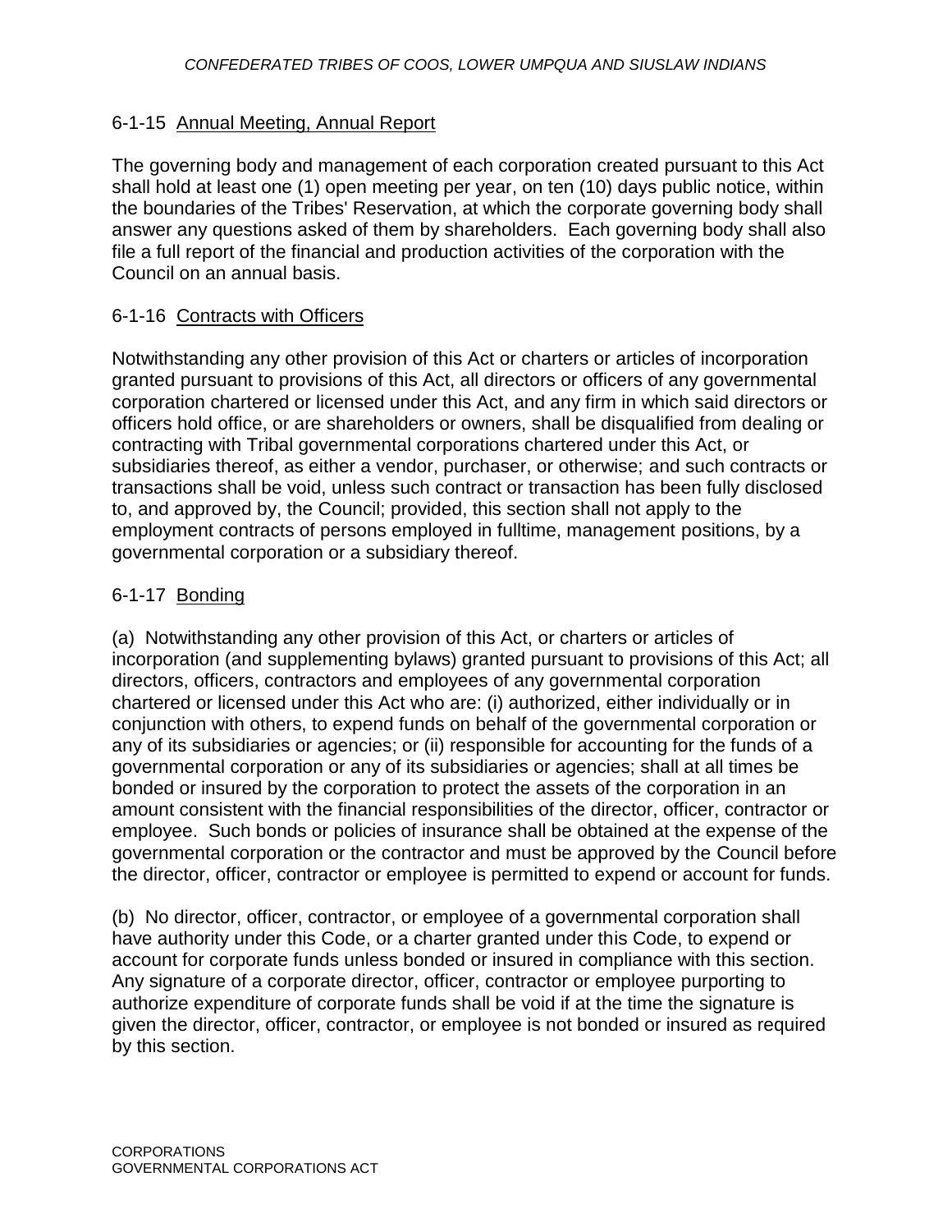### 6-1-15 Annual Meeting, Annual Report

The governing body and management of each corporation created pursuant to this Act shall hold at least one (1) open meeting per year, on ten (10) days public notice, within the boundaries of the Tribes' Reservation, at which the corporate governing body shall answer any questions asked of them by shareholders. Each governing body shall also file a full report of the financial and production activities of the corporation with the Council on an annual basis.

### 6-1-16 Contracts with Officers

Notwithstanding any other provision of this Act or charters or articles of incorporation granted pursuant to provisions of this Act, all directors or officers of any governmental corporation chartered or licensed under this Act, and any firm in which said directors or officers hold office, or are shareholders or owners, shall be disqualified from dealing or contracting with Tribal governmental corporations chartered under this Act, or subsidiaries thereof, as either a vendor, purchaser, or otherwise; and such contracts or transactions shall be void, unless such contract or transaction has been fully disclosed to, and approved by, the Council; provided, this section shall not apply to the employment contracts of persons employed in fulltime, management positions, by a governmental corporation or a subsidiary thereof.

### 6-1-17 Bonding

(a) Notwithstanding any other provision of this Act, or charters or articles of incorporation (and supplementing bylaws) granted pursuant to provisions of this Act; all directors, officers, contractors and employees of any governmental corporation chartered or licensed under this Act who are: (i) authorized, either individually or in conjunction with others, to expend funds on behalf of the governmental corporation or any of its subsidiaries or agencies; or (ii) responsible for accounting for the funds of a governmental corporation or any of its subsidiaries or agencies; shall at all times be bonded or insured by the corporation to protect the assets of the corporation in an amount consistent with the financial responsibilities of the director, officer, contractor or employee. Such bonds or policies of insurance shall be obtained at the expense of the governmental corporation or the contractor and must be approved by the Council before the director, officer, contractor or employee is permitted to expend or account for funds.

(b) No director, officer, contractor, or employee of a governmental corporation shall have authority under this Code, or a charter granted under this Code, to expend or account for corporate funds unless bonded or insured in compliance with this section. Any signature of a corporate director, officer, contractor or employee purporting to authorize expenditure of corporate funds shall be void if at the time the signature is given the director, officer, contractor, or employee is not bonded or insured as required by this section.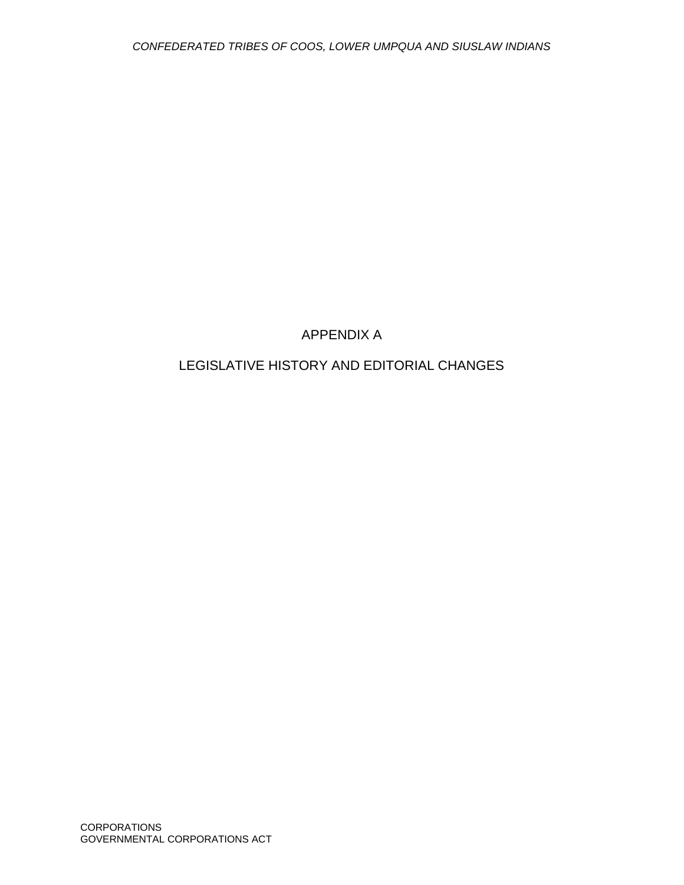# APPENDIX A

## LEGISLATIVE HISTORY AND EDITORIAL CHANGES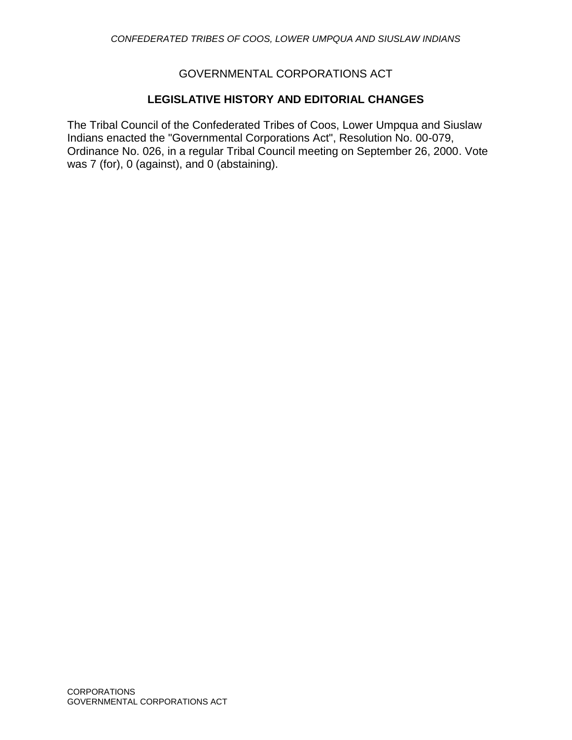GOVERNMENTAL CORPORATIONS ACT

## LEGISLATIVE HISTORY AND EDITORIAL CHANGES

The Tribal Council of the Confederated Tribes of Coos, Lower Umpqua and Siuslaw Indians enacted the "Governmental Corporations Act", Resolution No. 00-079, Ordinance No. 026, in a regular Tribal Council meeting on September 26, 2000. Vote was 7 (for), 0 (against), and 0 (abstaining).